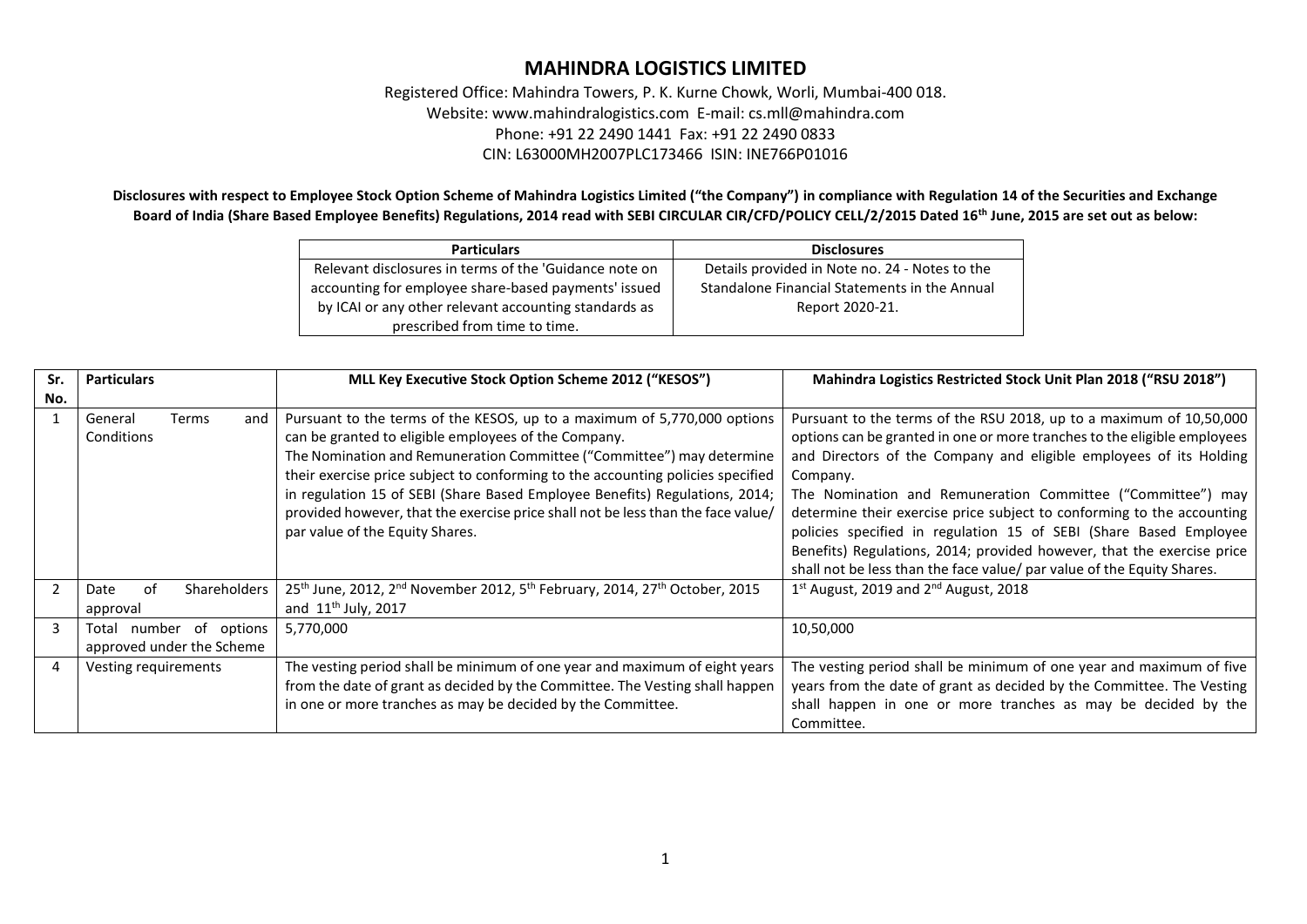# MAHINDRA LOGISTICS LIMITED

Registered Office: Mahindra Towers, P. K. Kurne Chowk, Worli, Mumbai-400 018.
Website: www.mahindralogistics.com E-mail: cs.mll@mahindra.com
Phone: +91 22 2490 1441 Fax: +91 22 2490 0833
CIN: L63000MH2007PLC173466 ISIN: INE766P01016

**Disclosures with respect to Employee Stock Option Scheme of Mahindra Logistics Limited ("the Company") in compliance with Regulation 14 of the Securities and Exchange Board of India (Share Based Employee Benefits) Regulations, 2014 read with SEBI CIRCULAR CIR/CFD/POLICY CELL/2/2015 Dated 16th June, 2015 are set out as below:**

| Particulars | Disclosures |
|---|---|
| Relevant disclosures in terms of the 'Guidance note on accounting for employee share-based payments' issued by ICAI or any other relevant accounting standards as prescribed from time to time. | Details provided in Note no. 24 - Notes to the Standalone Financial Statements in the Annual Report 2020-21. |

| Sr. No. | Particulars | MLL Key Executive Stock Option Scheme 2012 ("KESOS") | Mahindra Logistics Restricted Stock Unit Plan 2018 ("RSU 2018") |
|---|---|---|---|
| 1 | General Terms and Conditions | Pursuant to the terms of the KESOS, up to a maximum of 5,770,000 options can be granted to eligible employees of the Company.<br>The Nomination and Remuneration Committee ("Committee") may determine their exercise price subject to conforming to the accounting policies specified in regulation 15 of SEBI (Share Based Employee Benefits) Regulations, 2014; provided however, that the exercise price shall not be less than the face value/ par value of the Equity Shares. | Pursuant to the terms of the RSU 2018, up to a maximum of 10,50,000 options can be granted in one or more tranches to the eligible employees and Directors of the Company and eligible employees of its Holding Company.<br>The Nomination and Remuneration Committee ("Committee") may determine their exercise price subject to conforming to the accounting policies specified in regulation 15 of SEBI (Share Based Employee Benefits) Regulations, 2014; provided however, that the exercise price shall not be less than the face value/ par value of the Equity Shares. |
| 2 | Date of Shareholders approval | 25th June, 2012, 2nd November 2012, 5th February, 2014, 27th October, 2015 and 11th July, 2017 | 1st August, 2019 and 2nd August, 2018 |
| 3 | Total number of options approved under the Scheme | 5,770,000 | 10,50,000 |
| 4 | Vesting requirements | The vesting period shall be minimum of one year and maximum of eight years from the date of grant as decided by the Committee. The Vesting shall happen in one or more tranches as may be decided by the Committee. | The vesting period shall be minimum of one year and maximum of five years from the date of grant as decided by the Committee. The Vesting shall happen in one or more tranches as may be decided by the Committee. |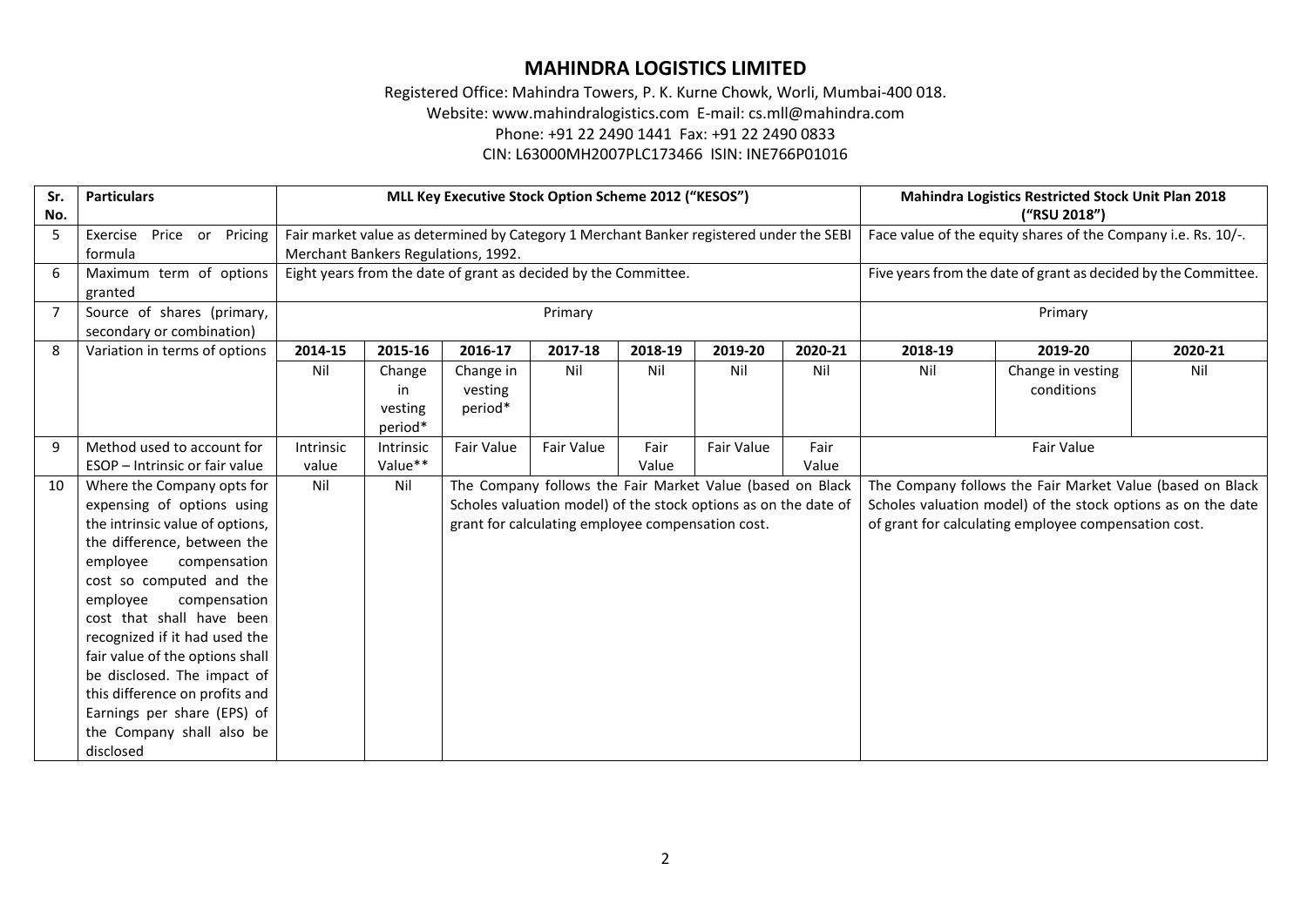# MAHINDRA LOGISTICS LIMITED

Registered Office: Mahindra Towers, P. K. Kurne Chowk, Worli, Mumbai-400 018.
Website: www.mahindralogistics.com E-mail: cs.mll@mahindra.com
Phone: +91 22 2490 1441 Fax: +91 22 2490 0833
CIN: L63000MH2007PLC173466 ISIN: INE766P01016

| Sr. No. | Particulars | MLL Key Executive Stock Option Scheme 2012 ("KESOS") | | | | | | | Mahindra Logistics Restricted Stock Unit Plan 2018 ("RSU 2018") | | |
|---|---|---|---|---|---|---|---|---|---|---|---|
| 5 | Exercise Price or Pricing formula | Fair market value as determined by Category 1 Merchant Banker registered under the SEBI Merchant Bankers Regulations, 1992. | | | | | | | Face value of the equity shares of the Company i.e. Rs. 10/-. | | |
| 6 | Maximum term of options granted | Eight years from the date of grant as decided by the Committee. | | | | | | | Five years from the date of grant as decided by the Committee. | | |
| 7 | Source of shares (primary, secondary or combination) | Primary | | | | | | | Primary | | |
| 8 | Variation in terms of options | **2014-15** | **2015-16** | **2016-17** | **2017-18** | **2018-19** | **2019-20** | **2020-21** | **2018-19** | **2019-20** | **2020-21** |
| | | Nil | Change in vesting period* | Change in vesting period* | Nil | Nil | Nil | Nil | Nil | Change in vesting conditions | Nil |
| 9 | Method used to account for ESOP – Intrinsic or fair value | Intrinsic value | Intrinsic Value** | Fair Value | Fair Value | Fair Value | Fair Value | Fair Value | Fair Value | | |
| 10 | Where the Company opts for expensing of options using the intrinsic value of options, the difference, between the employee compensation cost so computed and the employee compensation cost that shall have been recognized if it had used the fair value of the options shall be disclosed. The impact of this difference on profits and Earnings per share (EPS) of the Company shall also be disclosed | Nil | Nil | The Company follows the Fair Market Value (based on Black Scholes valuation model) of the stock options as on the date of grant for calculating employee compensation cost. | | | | | The Company follows the Fair Market Value (based on Black Scholes valuation model) of the stock options as on the date of grant for calculating employee compensation cost. | | |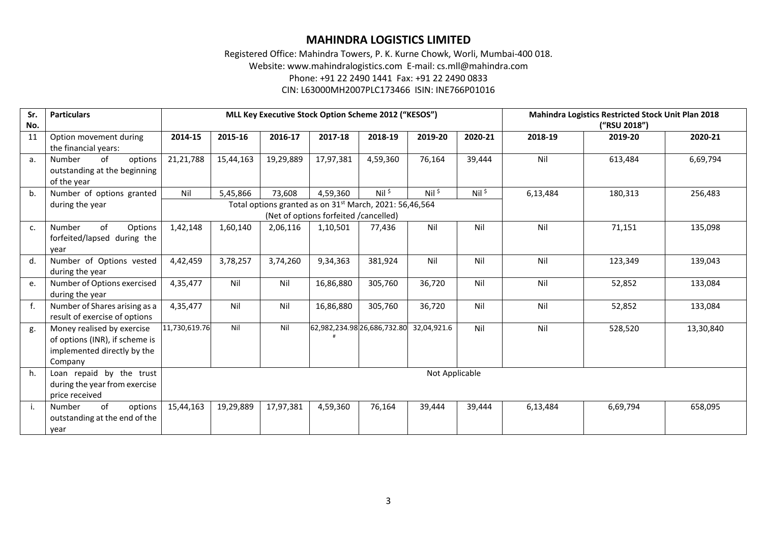# MAHINDRA LOGISTICS LIMITED

Registered Office: Mahindra Towers, P. K. Kurne Chowk, Worli, Mumbai-400 018.
Website: www.mahindralogistics.com E-mail: cs.mll@mahindra.com
Phone: +91 22 2490 1441 Fax: +91 22 2490 0833
CIN: L63000MH2007PLC173466 ISIN: INE766P01016

| Sr. No. | Particulars | MLL Key Executive Stock Option Scheme 2012 ("KESOS") | | | | | | | Mahindra Logistics Restricted Stock Unit Plan 2018 ("RSU 2018") | | |
|---|---|---|---|---|---|---|---|---|---|---|---|
| 11 | Option movement during the financial years: | **2014-15** | **2015-16** | **2016-17** | **2017-18** | **2018-19** | **2019-20** | **2020-21** | **2018-19** | **2019-20** | **2020-21** |
| a. | Number of options outstanding at the beginning of the year | 21,21,788 | 15,44,163 | 19,29,889 | 17,97,381 | 4,59,360 | 76,164 | 39,444 | Nil | 613,484 | 6,69,794 |
| b. | Number of options granted during the year | Nil | 5,45,866 | 73,608 | 4,59,360 | Nil $ | Nil $ | Nil $ | 6,13,484 | 180,313 | 256,483 |
| | | Total options granted as on 31st March, 2021: 56,46,564 (Net of options forfeited /cancelled) | | | | | | | | | |
| c. | Number of Options forfeited/lapsed during the year | 1,42,148 | 1,60,140 | 2,06,116 | 1,10,501 | 77,436 | Nil | Nil | Nil | 71,151 | 135,098 |
| d. | Number of Options vested during the year | 4,42,459 | 3,78,257 | 3,74,260 | 9,34,363 | 381,924 | Nil | Nil | Nil | 123,349 | 139,043 |
| e. | Number of Options exercised during the year | 4,35,477 | Nil | Nil | 16,86,880 | 305,760 | 36,720 | Nil | Nil | 52,852 | 133,084 |
| f. | Number of Shares arising as a result of exercise of options | 4,35,477 | Nil | Nil | 16,86,880 | 305,760 | 36,720 | Nil | Nil | 52,852 | 133,084 |
| g. | Money realised by exercise of options (INR), if scheme is implemented directly by the Company | 11,730,619.76 | Nil | Nil | 62,982,234.98 # | 26,686,732.80 | 32,04,921.6 | Nil | Nil | 528,520 | 13,30,840 |
| h. | Loan repaid by the trust during the year from exercise price received | Not Applicable | | | | | | | | | |
| i. | Number of options outstanding at the end of the year | 15,44,163 | 19,29,889 | 17,97,381 | 4,59,360 | 76,164 | 39,444 | 39,444 | 6,13,484 | 6,69,794 | 658,095 |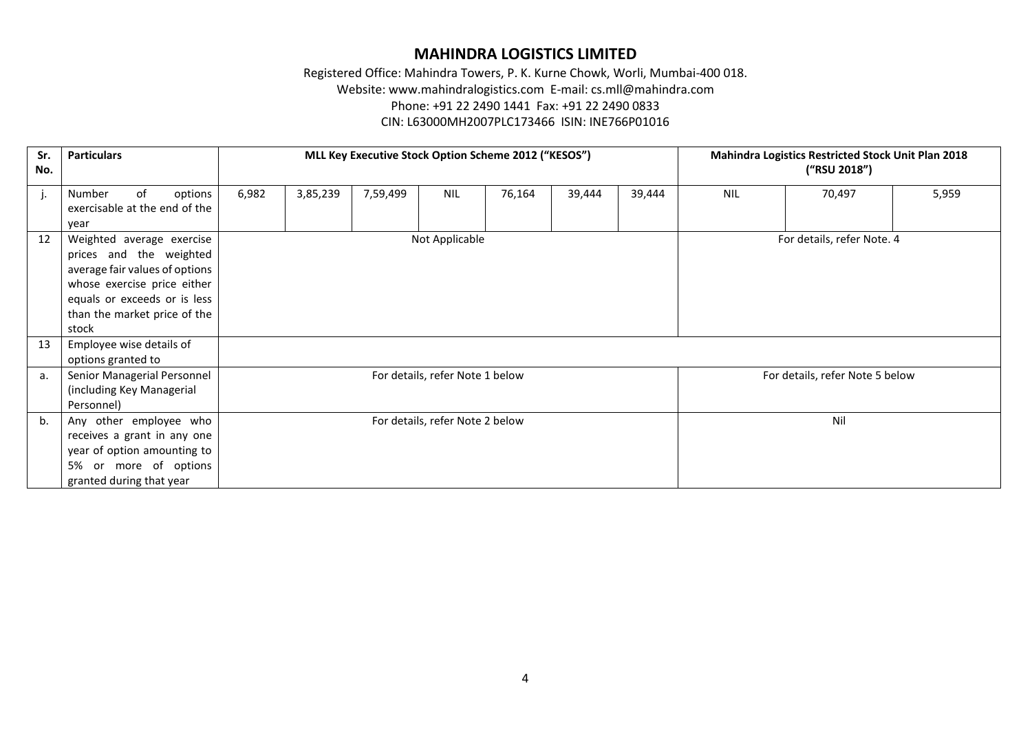# MAHINDRA LOGISTICS LIMITED

Registered Office: Mahindra Towers, P. K. Kurne Chowk, Worli, Mumbai-400 018.
Website: www.mahindralogistics.com E-mail: cs.mll@mahindra.com
Phone: +91 22 2490 1441 Fax: +91 22 2490 0833
CIN: L63000MH2007PLC173466 ISIN: INE766P01016

| Sr. No. | Particulars | MLL Key Executive Stock Option Scheme 2012 ("KESOS") | | | | | | | Mahindra Logistics Restricted Stock Unit Plan 2018 ("RSU 2018") | | |
|---|---|---|---|---|---|---|---|---|---|---|---|
| j. | Number of options exercisable at the end of the year | 6,982 | 3,85,239 | 7,59,499 | NIL | 76,164 | 39,444 | 39,444 | NIL | 70,497 | 5,959 |
| 12 | Weighted average exercise prices and the weighted average fair values of options whose exercise price either equals or exceeds or is less than the market price of the stock | Not Applicable | | | | | | | For details, refer Note. 4 | | |
| 13 | Employee wise details of options granted to | | | | | | | | | | |
| a. | Senior Managerial Personnel (including Key Managerial Personnel) | For details, refer Note 1 below | | | | | | | For details, refer Note 5 below | | |
| b. | Any other employee who receives a grant in any one year of option amounting to 5% or more of options granted during that year | For details, refer Note 2 below | | | | | | | Nil | | |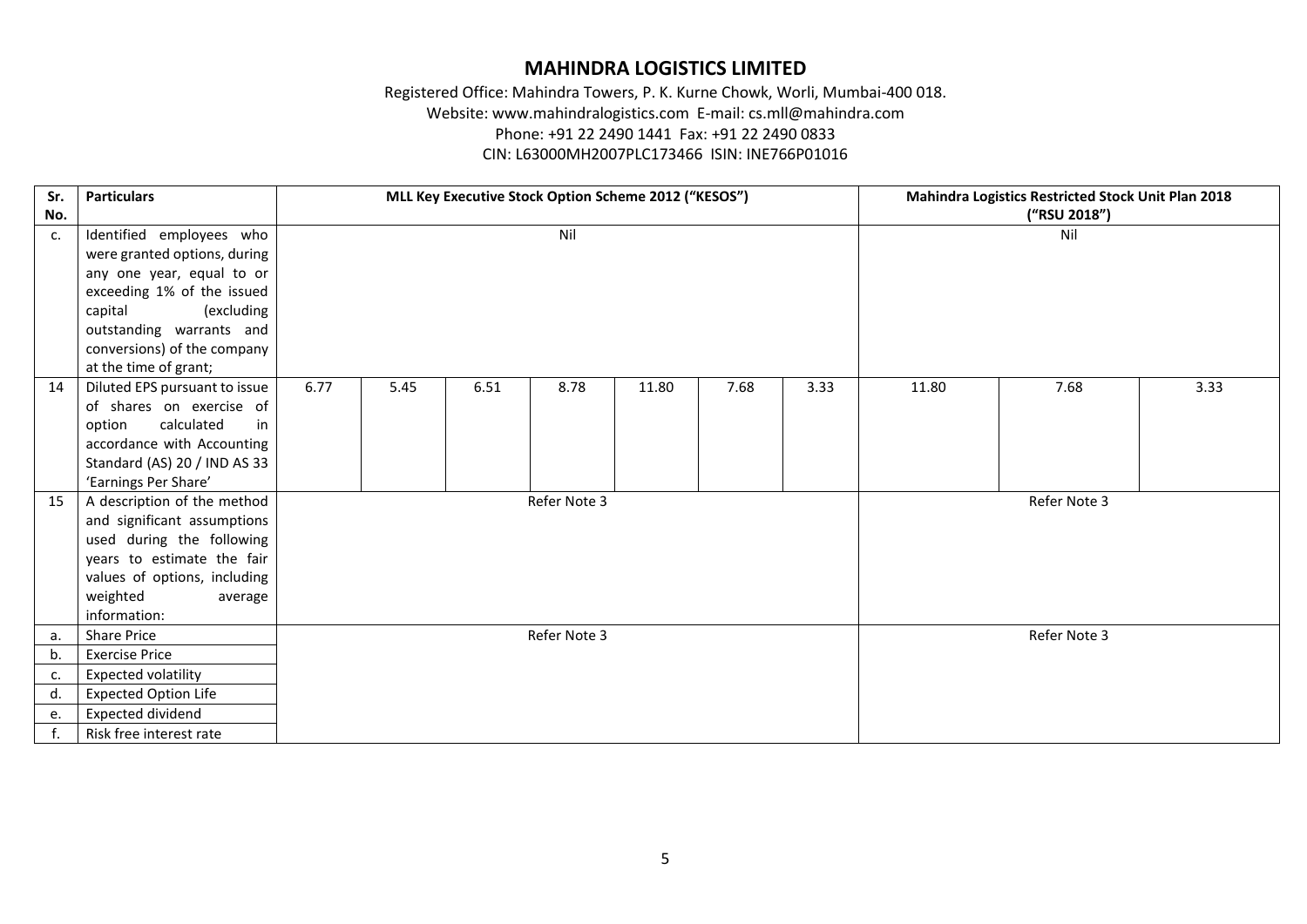# MAHINDRA LOGISTICS LIMITED

Registered Office: Mahindra Towers, P. K. Kurne Chowk, Worli, Mumbai-400 018.
Website: www.mahindralogistics.com E-mail: cs.mll@mahindra.com
Phone: +91 22 2490 1441 Fax: +91 22 2490 0833
CIN: L63000MH2007PLC173466 ISIN: INE766P01016

| Sr. No. | Particulars | MLL Key Executive Stock Option Scheme 2012 ("KESOS") | | | | | | | Mahindra Logistics Restricted Stock Unit Plan 2018 ("RSU 2018") | | |
|---|---|---|---|---|---|---|---|---|---|---|---|
| c. | Identified employees who were granted options, during any one year, equal to or exceeding 1% of the issued capital (excluding outstanding warrants and conversions) of the company at the time of grant; | Nil | | | | | | | Nil | | |
| 14 | Diluted EPS pursuant to issue of shares on exercise of option calculated in accordance with Accounting Standard (AS) 20 / IND AS 33 'Earnings Per Share' | 6.77 | 5.45 | 6.51 | 8.78 | 11.80 | 7.68 | 3.33 | 11.80 | 7.68 | 3.33 |
| 15 | A description of the method and significant assumptions used during the following years to estimate the fair values of options, including weighted average information: | Refer Note 3 | | | | | | | Refer Note 3 | | |
| a. | Share Price | Refer Note 3 | | | | | | | Refer Note 3 | | |
| b. | Exercise Price | | | | | | | | | | |
| c. | Expected volatility | | | | | | | | | | |
| d. | Expected Option Life | | | | | | | | | | |
| e. | Expected dividend | | | | | | | | | | |
| f. | Risk free interest rate | | | | | | | | | | |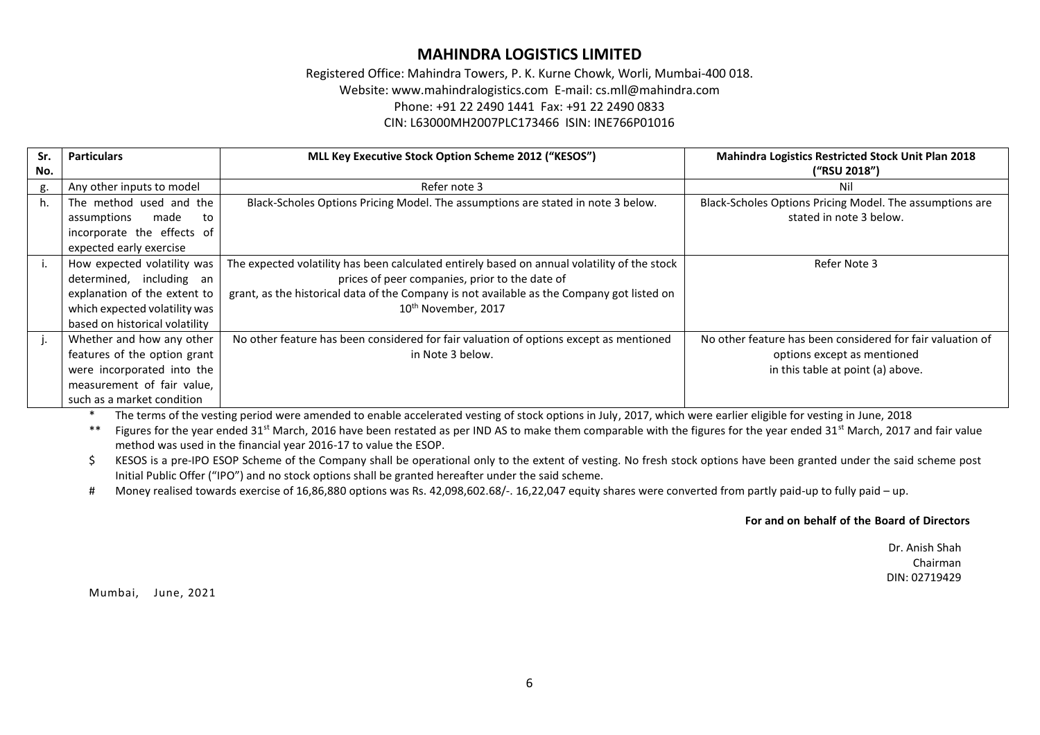# MAHINDRA LOGISTICS LIMITED

Registered Office: Mahindra Towers, P. K. Kurne Chowk, Worli, Mumbai-400 018.
Website: www.mahindralogistics.com E-mail: cs.mll@mahindra.com
Phone: +91 22 2490 1441 Fax: +91 22 2490 0833
CIN: L63000MH2007PLC173466 ISIN: INE766P01016

| Sr. No. | Particulars | MLL Key Executive Stock Option Scheme 2012 ("KESOS") | Mahindra Logistics Restricted Stock Unit Plan 2018 ("RSU 2018") |
|---|---|---|---|
| g. | Any other inputs to model | Refer note 3 | Nil |
| h. | The method used and the assumptions made to incorporate the effects of expected early exercise | Black-Scholes Options Pricing Model. The assumptions are stated in note 3 below. | Black-Scholes Options Pricing Model. The assumptions are stated in note 3 below. |
| i. | How expected volatility was determined, including an explanation of the extent to which expected volatility was based on historical volatility | The expected volatility has been calculated entirely based on annual volatility of the stock prices of peer companies, prior to the date of grant, as the historical data of the Company is not available as the Company got listed on 10th November, 2017 | Refer Note 3 |
| j. | Whether and how any other features of the option grant were incorporated into the measurement of fair value, such as a market condition | No other feature has been considered for fair valuation of options except as mentioned in Note 3 below. | No other feature has been considered for fair valuation of options except as mentioned in this table at point (a) above. |

\* The terms of the vesting period were amended to enable accelerated vesting of stock options in July, 2017, which were earlier eligible for vesting in June, 2018

\*\* Figures for the year ended 31st March, 2016 have been restated as per IND AS to make them comparable with the figures for the year ended 31st March, 2017 and fair value method was used in the financial year 2016-17 to value the ESOP.

$ KESOS is a pre-IPO ESOP Scheme of the Company shall be operational only to the extent of vesting. No fresh stock options have been granted under the said scheme post Initial Public Offer ("IPO") and no stock options shall be granted hereafter under the said scheme.

# Money realised towards exercise of 16,86,880 options was Rs. 42,098,602.68/-. 16,22,047 equity shares were converted from partly paid-up to fully paid – up.

**For and on behalf of the Board of Directors**

Dr. Anish Shah
Chairman
DIN: 02719429

Mumbai, June, 2021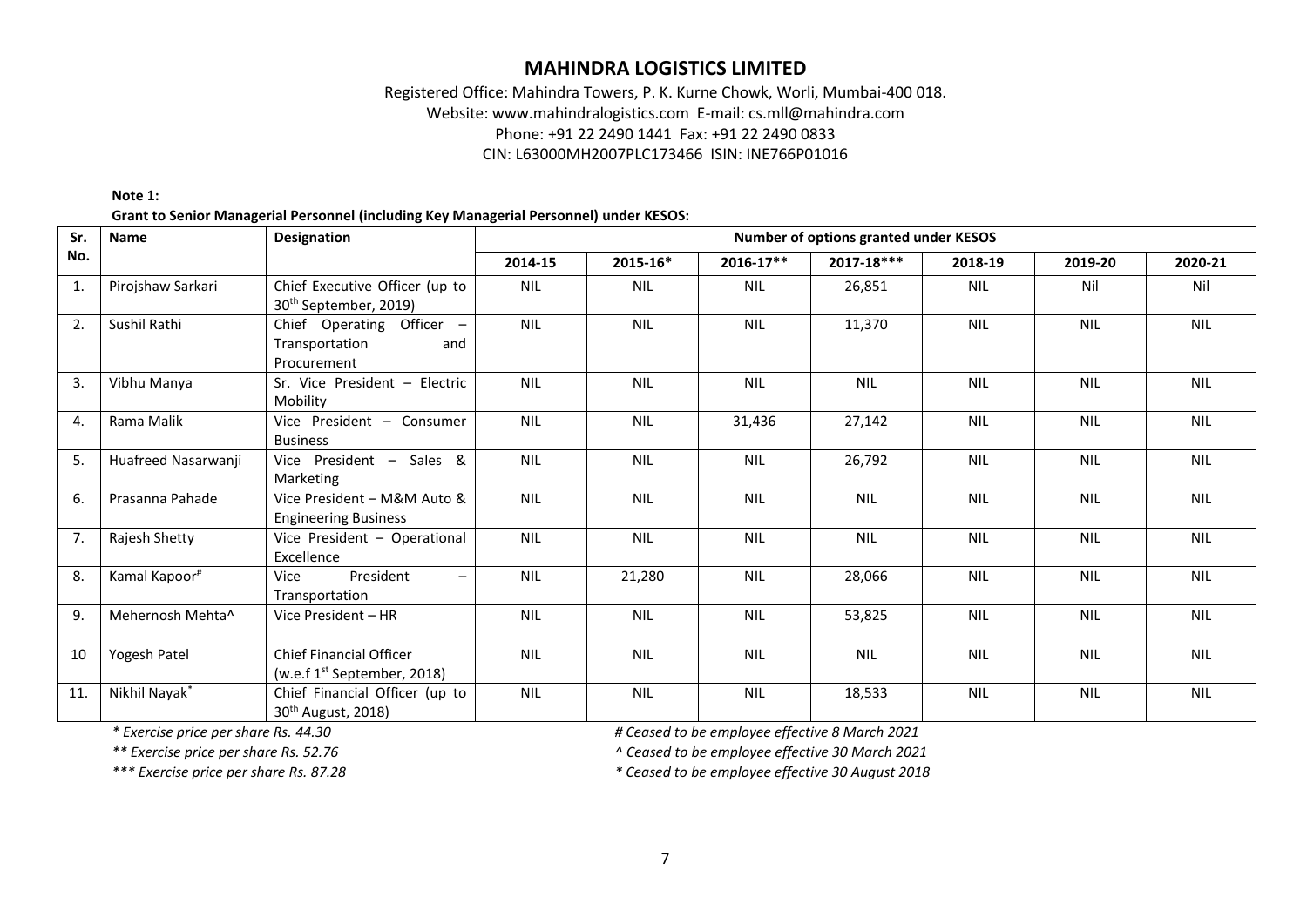# MAHINDRA LOGISTICS LIMITED

Registered Office: Mahindra Towers, P. K. Kurne Chowk, Worli, Mumbai-400 018.
Website: www.mahindralogistics.com E-mail: cs.mll@mahindra.com
Phone: +91 22 2490 1441 Fax: +91 22 2490 0833
CIN: L63000MH2007PLC173466 ISIN: INE766P01016

**Note 1:**

**Grant to Senior Managerial Personnel (including Key Managerial Personnel) under KESOS:**

| Sr. No. | Name | Designation | Number of options granted under KESOS | | | | | | |
|---|---|---|---|---|---|---|---|---|---|
| | | | 2014-15 | 2015-16* | 2016-17** | 2017-18*** | 2018-19 | 2019-20 | 2020-21 |
| 1. | Pirojshaw Sarkari | Chief Executive Officer (up to 30th September, 2019) | NIL | NIL | NIL | 26,851 | NIL | Nil | Nil |
| 2. | Sushil Rathi | Chief Operating Officer – Transportation and Procurement | NIL | NIL | NIL | 11,370 | NIL | NIL | NIL |
| 3. | Vibhu Manya | Sr. Vice President – Electric Mobility | NIL | NIL | NIL | NIL | NIL | NIL | NIL |
| 4. | Rama Malik | Vice President – Consumer Business | NIL | NIL | 31,436 | 27,142 | NIL | NIL | NIL |
| 5. | Huafreed Nasarwanji | Vice President – Sales & Marketing | NIL | NIL | NIL | 26,792 | NIL | NIL | NIL |
| 6. | Prasanna Pahade | Vice President – M&M Auto & Engineering Business | NIL | NIL | NIL | NIL | NIL | NIL | NIL |
| 7. | Rajesh Shetty | Vice President – Operational Excellence | NIL | NIL | NIL | NIL | NIL | NIL | NIL |
| 8. | Kamal Kapoor# | Vice President – Transportation | NIL | 21,280 | NIL | 28,066 | NIL | NIL | NIL |
| 9. | Mehernosh Mehta^ | Vice President – HR | NIL | NIL | NIL | 53,825 | NIL | NIL | NIL |
| 10 | Yogesh Patel | Chief Financial Officer (w.e.f 1st September, 2018) | NIL | NIL | NIL | NIL | NIL | NIL | NIL |
| 11. | Nikhil Nayak* | Chief Financial Officer (up to 30th August, 2018) | NIL | NIL | NIL | 18,533 | NIL | NIL | NIL |

*\* Exercise price per share Rs. 44.30*

*\*\* Exercise price per share Rs. 52.76*

*\*\*\* Exercise price per share Rs. 87.28*

*# Ceased to be employee effective 8 March 2021*

*^ Ceased to be employee effective 30 March 2021*

*\* Ceased to be employee effective 30 August 2018*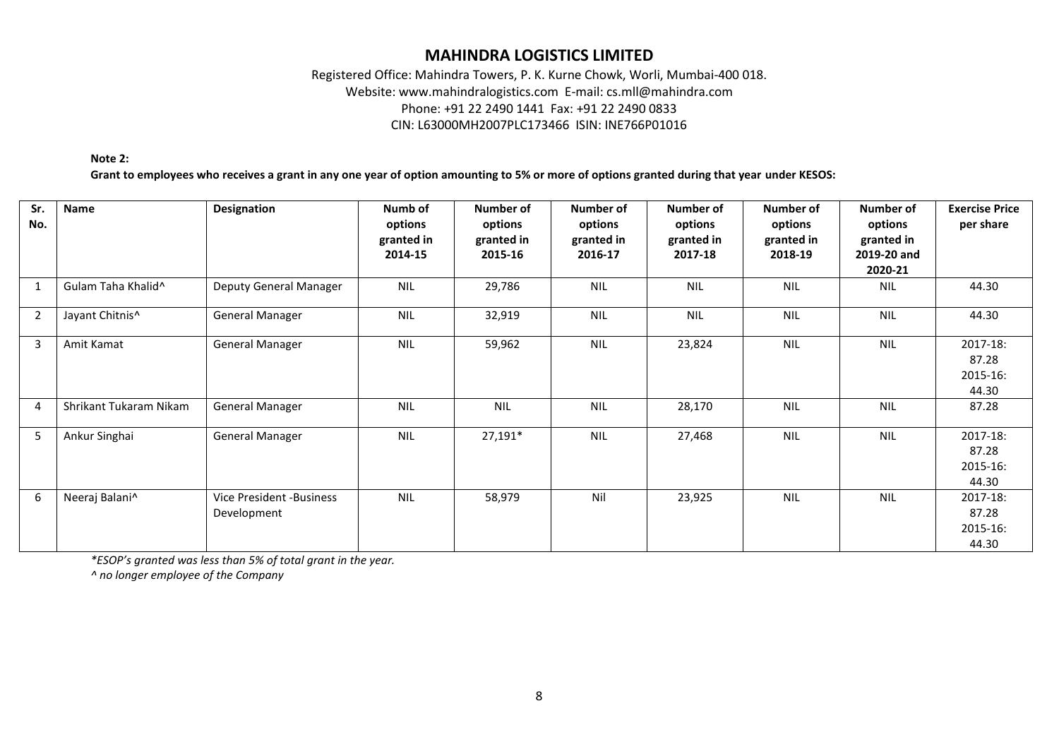# MAHINDRA LOGISTICS LIMITED

Registered Office: Mahindra Towers, P. K. Kurne Chowk, Worli, Mumbai-400 018.
Website: www.mahindralogistics.com E-mail: cs.mll@mahindra.com
Phone: +91 22 2490 1441 Fax: +91 22 2490 0833
CIN: L63000MH2007PLC173466 ISIN: INE766P01016

**Note 2:**

**Grant to employees who receives a grant in any one year of option amounting to 5% or more of options granted during that year under KESOS:**

| Sr. No. | Name | Designation | Numb of options granted in 2014-15 | Number of options granted in 2015-16 | Number of options granted in 2016-17 | Number of options granted in 2017-18 | Number of options granted in 2018-19 | Number of options granted in 2019-20 and 2020-21 | Exercise Price per share |
|---|---|---|---|---|---|---|---|---|---|
| 1 | Gulam Taha Khalid^ | Deputy General Manager | NIL | 29,786 | NIL | NIL | NIL | NIL | 44.30 |
| 2 | Jayant Chitnis^ | General Manager | NIL | 32,919 | NIL | NIL | NIL | NIL | 44.30 |
| 3 | Amit Kamat | General Manager | NIL | 59,962 | NIL | 23,824 | NIL | NIL | 2017-18: 87.28 2015-16: 44.30 |
| 4 | Shrikant Tukaram Nikam | General Manager | NIL | NIL | NIL | 28,170 | NIL | NIL | 87.28 |
| 5 | Ankur Singhai | General Manager | NIL | 27,191* | NIL | 27,468 | NIL | NIL | 2017-18: 87.28 2015-16: 44.30 |
| 6 | Neeraj Balani^ | Vice President -Business Development | NIL | 58,979 | Nil | 23,925 | NIL | NIL | 2017-18: 87.28 2015-16: 44.30 |

*\*ESOP's granted was less than 5% of total grant in the year.*

*^ no longer employee of the Company*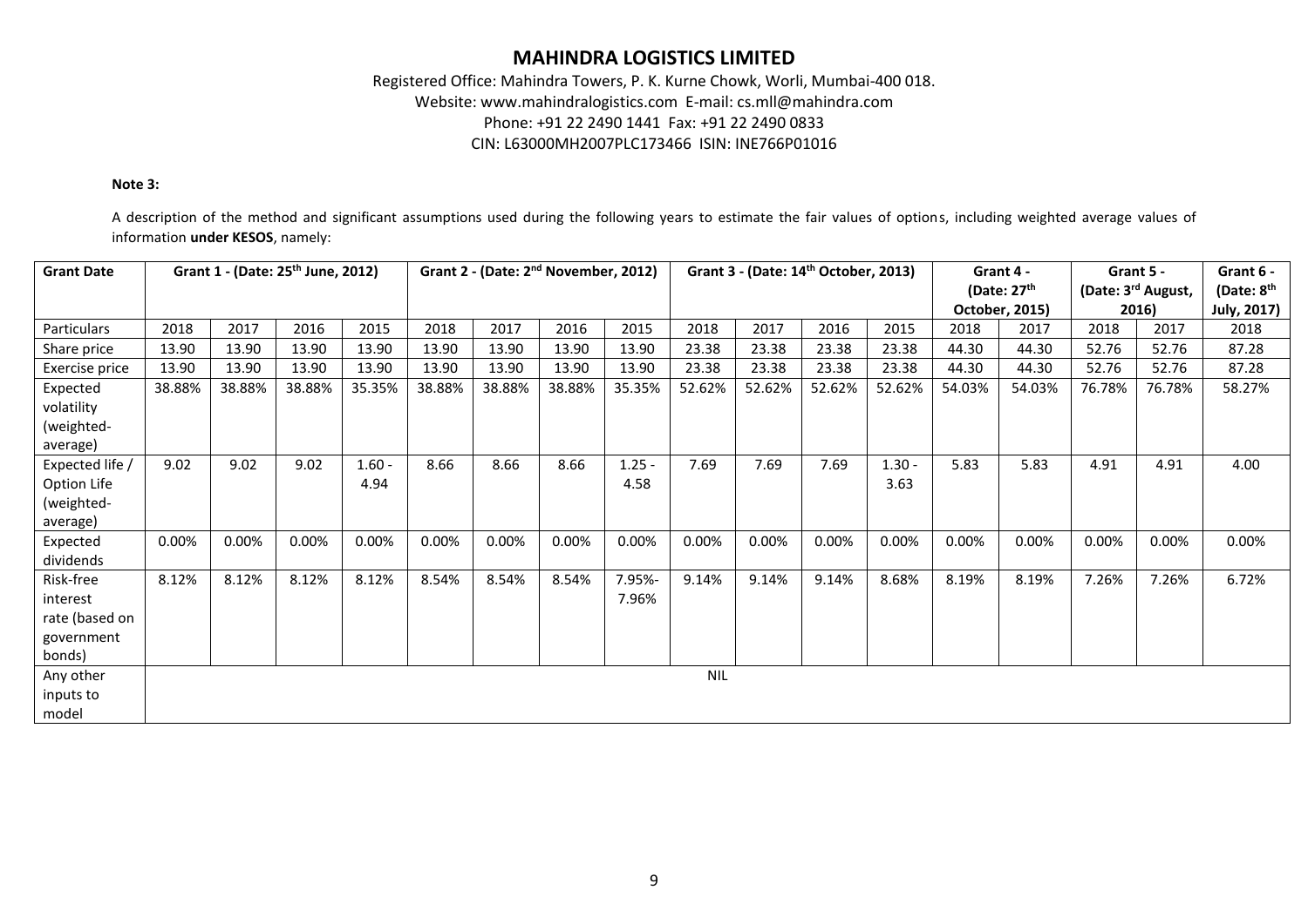# MAHINDRA LOGISTICS LIMITED

Registered Office: Mahindra Towers, P. K. Kurne Chowk, Worli, Mumbai-400 018.
Website: www.mahindralogistics.com E-mail: cs.mll@mahindra.com
Phone: +91 22 2490 1441 Fax: +91 22 2490 0833
CIN: L63000MH2007PLC173466 ISIN: INE766P01016

**Note 3:**

A description of the method and significant assumptions used during the following years to estimate the fair values of options, including weighted average values of information **under KESOS**, namely:

| Grant Date | Grant 1 - (Date: 25th June, 2012) | | | | Grant 2 - (Date: 2nd November, 2012) | | | | Grant 3 - (Date: 14th October, 2013) | | | | Grant 4 - (Date: 27th October, 2015) | | Grant 5 - (Date: 3rd August, 2016) | | Grant 6 - (Date: 8th July, 2017) |
|---|---|---|---|---|---|---|---|---|---|---|---|---|---|---|---|---|---|
| Particulars | 2018 | 2017 | 2016 | 2015 | 2018 | 2017 | 2016 | 2015 | 2018 | 2017 | 2016 | 2015 | 2018 | 2017 | 2018 | 2017 | 2018 |
| Share price | 13.90 | 13.90 | 13.90 | 13.90 | 13.90 | 13.90 | 13.90 | 13.90 | 23.38 | 23.38 | 23.38 | 23.38 | 44.30 | 44.30 | 52.76 | 52.76 | 87.28 |
| Exercise price | 13.90 | 13.90 | 13.90 | 13.90 | 13.90 | 13.90 | 13.90 | 13.90 | 23.38 | 23.38 | 23.38 | 23.38 | 44.30 | 44.30 | 52.76 | 52.76 | 87.28 |
| Expected volatility (weighted-average) | 38.88% | 38.88% | 38.88% | 35.35% | 38.88% | 38.88% | 38.88% | 35.35% | 52.62% | 52.62% | 52.62% | 52.62% | 54.03% | 54.03% | 76.78% | 76.78% | 58.27% |
| Expected life / Option Life (weighted-average) | 9.02 | 9.02 | 9.02 | 1.60 - 4.94 | 8.66 | 8.66 | 8.66 | 1.25 - 4.58 | 7.69 | 7.69 | 7.69 | 1.30 - 3.63 | 5.83 | 5.83 | 4.91 | 4.91 | 4.00 |
| Expected dividends | 0.00% | 0.00% | 0.00% | 0.00% | 0.00% | 0.00% | 0.00% | 0.00% | 0.00% | 0.00% | 0.00% | 0.00% | 0.00% | 0.00% | 0.00% | 0.00% | 0.00% |
| Risk-free interest rate (based on government bonds) | 8.12% | 8.12% | 8.12% | 8.12% | 8.54% | 8.54% | 8.54% | 7.95%-7.96% | 9.14% | 9.14% | 9.14% | 8.68% | 8.19% | 8.19% | 7.26% | 7.26% | 6.72% |
| Any other inputs to model | NIL | | | | | | | | | | | | | | | | |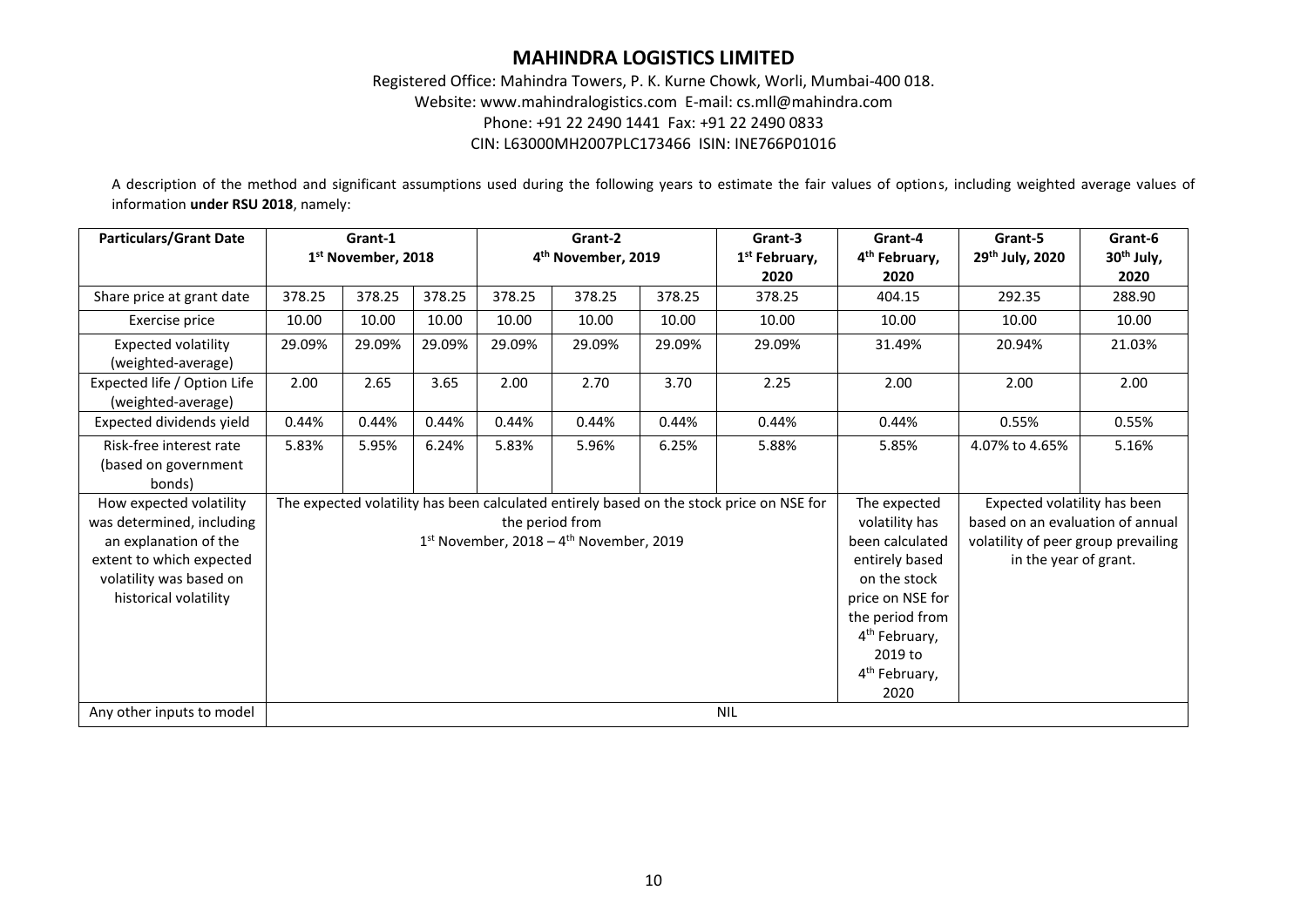## MAHINDRA LOGISTICS LIMITED

Registered Office: Mahindra Towers, P. K. Kurne Chowk, Worli, Mumbai-400 018.
Website: www.mahindralogistics.com E-mail: cs.mll@mahindra.com
Phone: +91 22 2490 1441 Fax: +91 22 2490 0833
CIN: L63000MH2007PLC173466 ISIN: INE766P01016

A description of the method and significant assumptions used during the following years to estimate the fair values of options, including weighted average values of information **under RSU 2018**, namely:

| Particulars/Grant Date | Grant-1 1st November, 2018 | | | Grant-2 4th November, 2019 | | | Grant-3 1st February, 2020 | Grant-4 4th February, 2020 | Grant-5 29th July, 2020 | Grant-6 30th July, 2020 |
|---|---|---|---|---|---|---|---|---|---|---|
| Share price at grant date | 378.25 | 378.25 | 378.25 | 378.25 | 378.25 | 378.25 | 378.25 | 404.15 | 292.35 | 288.90 |
| Exercise price | 10.00 | 10.00 | 10.00 | 10.00 | 10.00 | 10.00 | 10.00 | 10.00 | 10.00 | 10.00 |
| Expected volatility (weighted-average) | 29.09% | 29.09% | 29.09% | 29.09% | 29.09% | 29.09% | 29.09% | 31.49% | 20.94% | 21.03% |
| Expected life / Option Life (weighted-average) | 2.00 | 2.65 | 3.65 | 2.00 | 2.70 | 3.70 | 2.25 | 2.00 | 2.00 | 2.00 |
| Expected dividends yield | 0.44% | 0.44% | 0.44% | 0.44% | 0.44% | 0.44% | 0.44% | 0.44% | 0.55% | 0.55% |
| Risk-free interest rate (based on government bonds) | 5.83% | 5.95% | 6.24% | 5.83% | 5.96% | 6.25% | 5.88% | 5.85% | 4.07% to 4.65% | 5.16% |
| How expected volatility was determined, including an explanation of the extent to which expected volatility was based on historical volatility | The expected volatility has been calculated entirely based on the stock price on NSE for the period from 1st November, 2018 – 4th November, 2019 | | | | | | | The expected volatility has been calculated entirely based on the stock price on NSE for the period from 4th February, 2019 to 4th February, 2020 | Expected volatility has been based on an evaluation of annual volatility of peer group prevailing in the year of grant. | |
| Any other inputs to model | NIL | | | | | | | | | |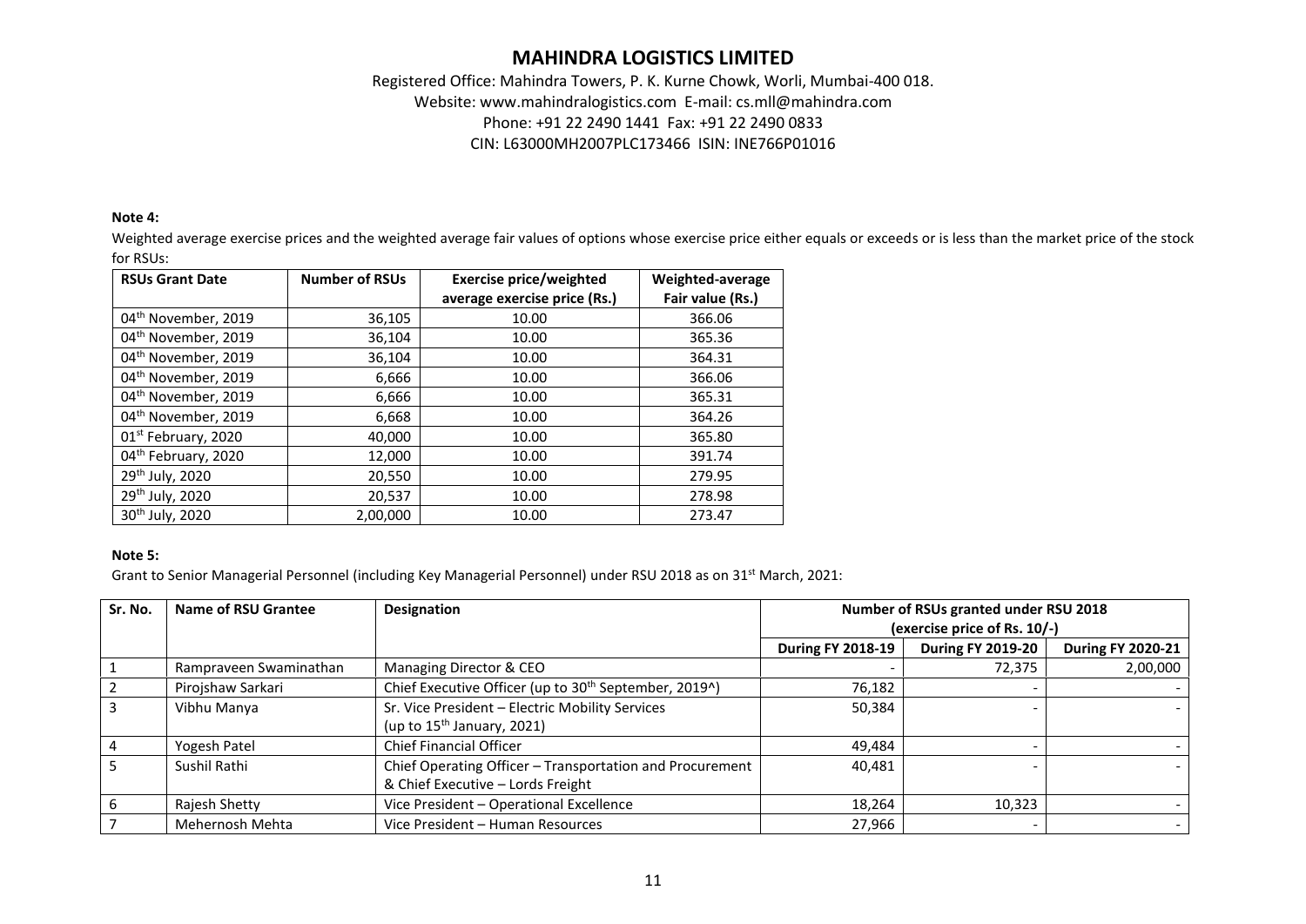# MAHINDRA LOGISTICS LIMITED

Registered Office: Mahindra Towers, P. K. Kurne Chowk, Worli, Mumbai-400 018.
Website: www.mahindralogistics.com E-mail: cs.mll@mahindra.com
Phone: +91 22 2490 1441 Fax: +91 22 2490 0833
CIN: L63000MH2007PLC173466 ISIN: INE766P01016

**Note 4:**

Weighted average exercise prices and the weighted average fair values of options whose exercise price either equals or exceeds or is less than the market price of the stock for RSUs:

| RSUs Grant Date | Number of RSUs | Exercise price/weighted average exercise price (Rs.) | Weighted-average Fair value (Rs.) |
|---|---|---|---|
| 04th November, 2019 | 36,105 | 10.00 | 366.06 |
| 04th November, 2019 | 36,104 | 10.00 | 365.36 |
| 04th November, 2019 | 36,104 | 10.00 | 364.31 |
| 04th November, 2019 | 6,666 | 10.00 | 366.06 |
| 04th November, 2019 | 6,666 | 10.00 | 365.31 |
| 04th November, 2019 | 6,668 | 10.00 | 364.26 |
| 01st February, 2020 | 40,000 | 10.00 | 365.80 |
| 04th February, 2020 | 12,000 | 10.00 | 391.74 |
| 29th July, 2020 | 20,550 | 10.00 | 279.95 |
| 29th July, 2020 | 20,537 | 10.00 | 278.98 |
| 30th July, 2020 | 2,00,000 | 10.00 | 273.47 |

**Note 5:**

Grant to Senior Managerial Personnel (including Key Managerial Personnel) under RSU 2018 as on 31st March, 2021:

| Sr. No. | Name of RSU Grantee | Designation | Number of RSUs granted under RSU 2018 (exercise price of Rs. 10/-) | | |
|---|---|---|---|---|---|
| | | | During FY 2018-19 | During FY 2019-20 | During FY 2020-21 |
| 1 | Rampraveen Swaminathan | Managing Director & CEO | - | 72,375 | 2,00,000 |
| 2 | Pirojshaw Sarkari | Chief Executive Officer (up to 30th September, 2019^) | 76,182 | - | - |
| 3 | Vibhu Manya | Sr. Vice President – Electric Mobility Services (up to 15th January, 2021) | 50,384 | - | - |
| 4 | Yogesh Patel | Chief Financial Officer | 49,484 | - | - |
| 5 | Sushil Rathi | Chief Operating Officer – Transportation and Procurement & Chief Executive – Lords Freight | 40,481 | - | - |
| 6 | Rajesh Shetty | Vice President – Operational Excellence | 18,264 | 10,323 | - |
| 7 | Mehernosh Mehta | Vice President – Human Resources | 27,966 | - | - |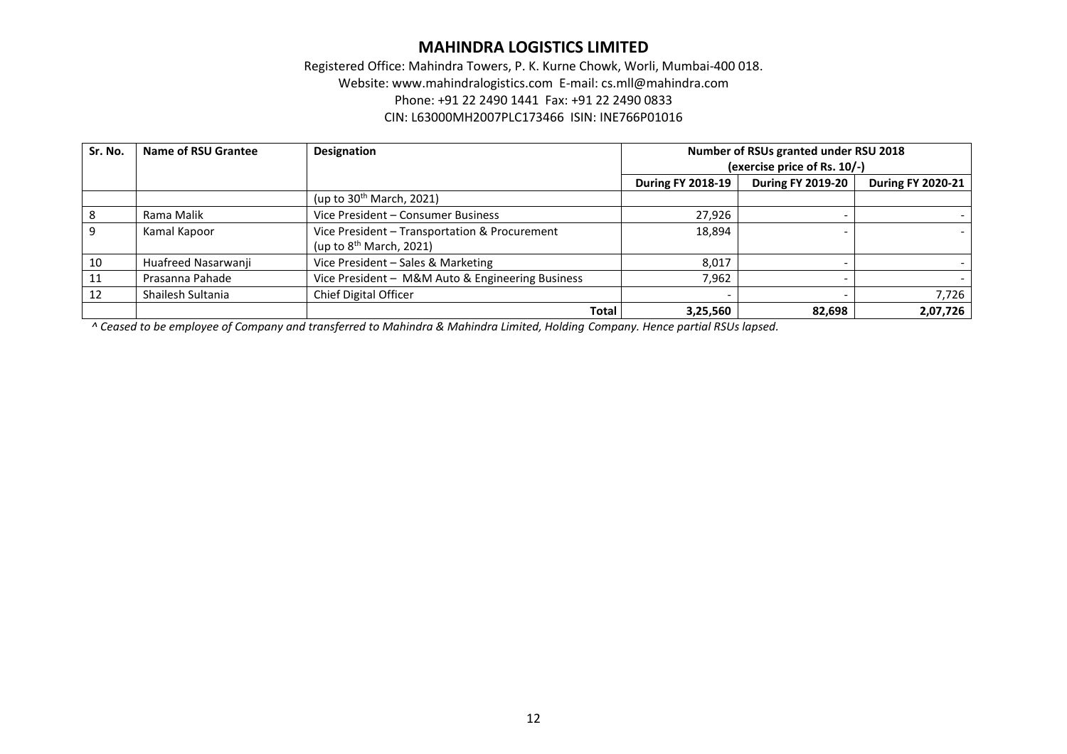# MAHINDRA LOGISTICS LIMITED

Registered Office: Mahindra Towers, P. K. Kurne Chowk, Worli, Mumbai-400 018.
Website: www.mahindralogistics.com E-mail: cs.mll@mahindra.com
Phone: +91 22 2490 1441 Fax: +91 22 2490 0833
CIN: L63000MH2007PLC173466 ISIN: INE766P01016

| Sr. No. | Name of RSU Grantee | Designation | Number of RSUs granted under RSU 2018 (exercise price of Rs. 10/-) | | |
|---|---|---|---|---|---|
| | | | During FY 2018-19 | During FY 2019-20 | During FY 2020-21 |
| | | (up to 30th March, 2021) | | | |
| 8 | Rama Malik | Vice President – Consumer Business | 27,926 | - | - |
| 9 | Kamal Kapoor | Vice President – Transportation & Procurement (up to 8th March, 2021) | 18,894 | - | - |
| 10 | Huafreed Nasarwanji | Vice President – Sales & Marketing | 8,017 | - | - |
| 11 | Prasanna Pahade | Vice President – M&M Auto & Engineering Business | 7,962 | - | - |
| 12 | Shailesh Sultania | Chief Digital Officer | - | - | 7,726 |
| | | **Total** | **3,25,560** | **82,698** | **2,07,726** |

*^ Ceased to be employee of Company and transferred to Mahindra & Mahindra Limited, Holding Company. Hence partial RSUs lapsed.*